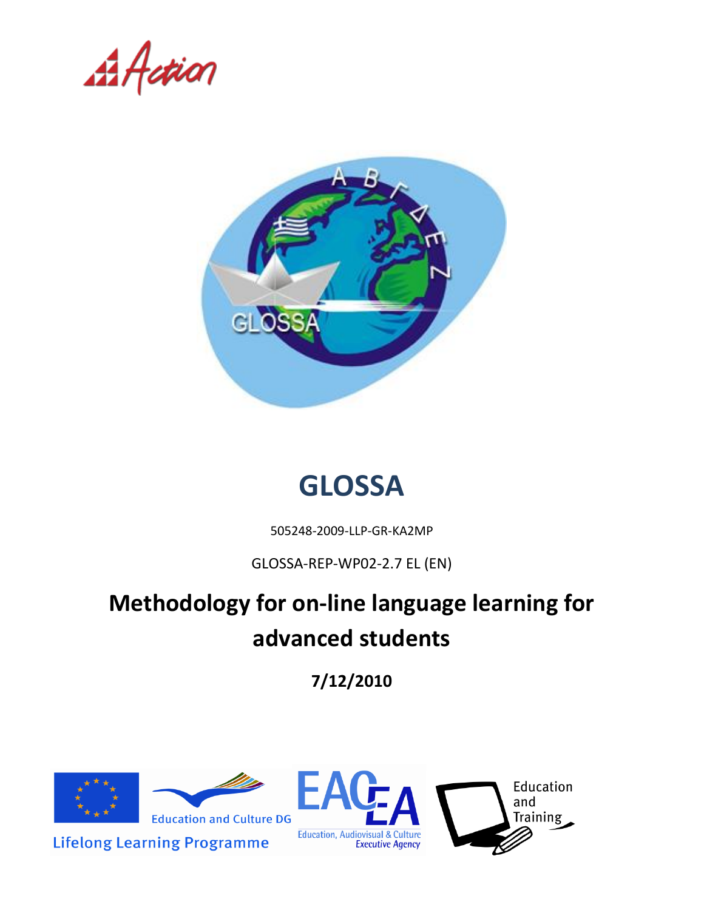# GLOSSA

505248-2009-LLP-GR-KA2MP

GLOSSA-REP-WP02-2.7 EL (EN)

## Methodology for on-line language learning for advanced students

**7/12/2010**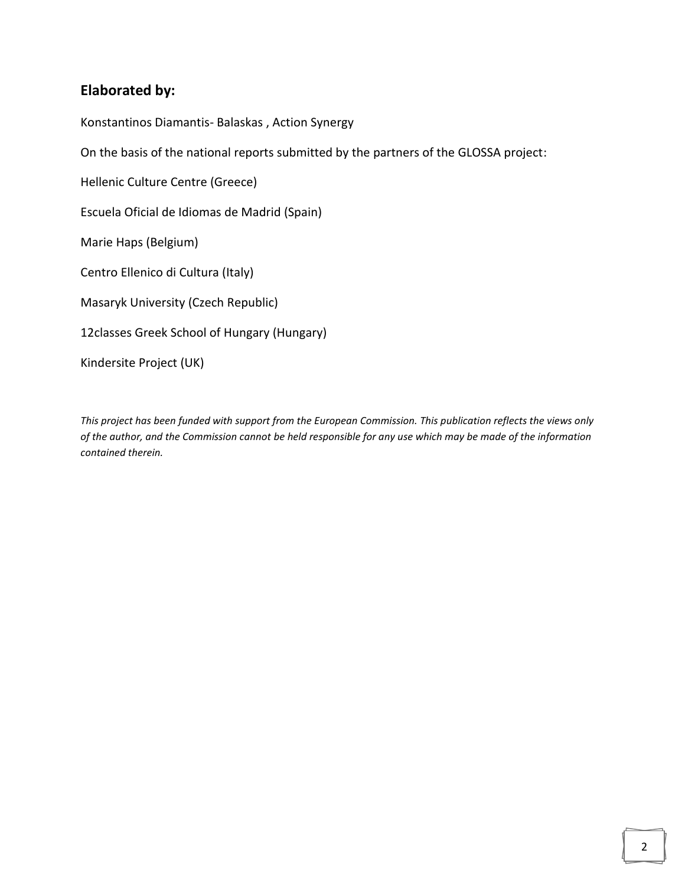## Elaborated by:

Konstantinos Diamantis- Balaskas , Action Synergy

On the basis of the national reports submitted by the partners of the GLOSSA project:

Hellenic Culture Centre (Greece)

Escuela Oficial de Idiomas de Madrid (Spain)

Marie Haps (Belgium)

Centro Ellenico di Cultura (Italy)

Masaryk University (Czech Republic)

12classes Greek School of Hungary (Hungary)

Kindersite Project (UK)

*This project has been funded with support from the European Commission. This publication reflects the views only of the author, and the Commission cannot be held responsible for any use which may be made of the information contained therein.*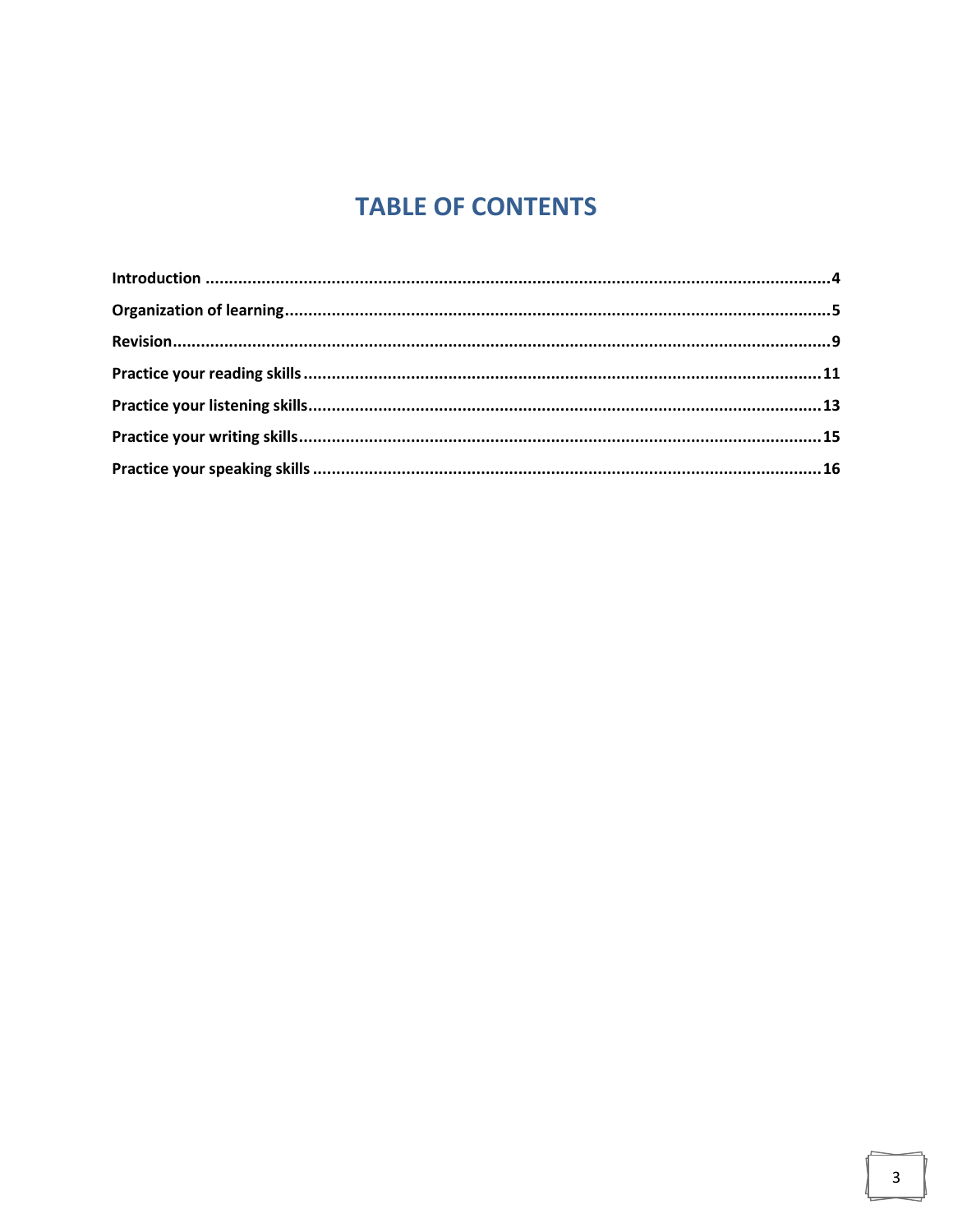# TABLE OF CONTENTS

**Introduction** ........................................................................................................................ **4**

**Organization of learning** ............................................................................................................ **5**

**Revision** ................................................................................................................................ **9**

**Practice your reading skills** ...................................................................................................... **11**

**Practice your listening skills** .................................................................................................... **13**

**Practice your writing skills** ...................................................................................................... **15**

**Practice your speaking skills** ................................................................................................... **16**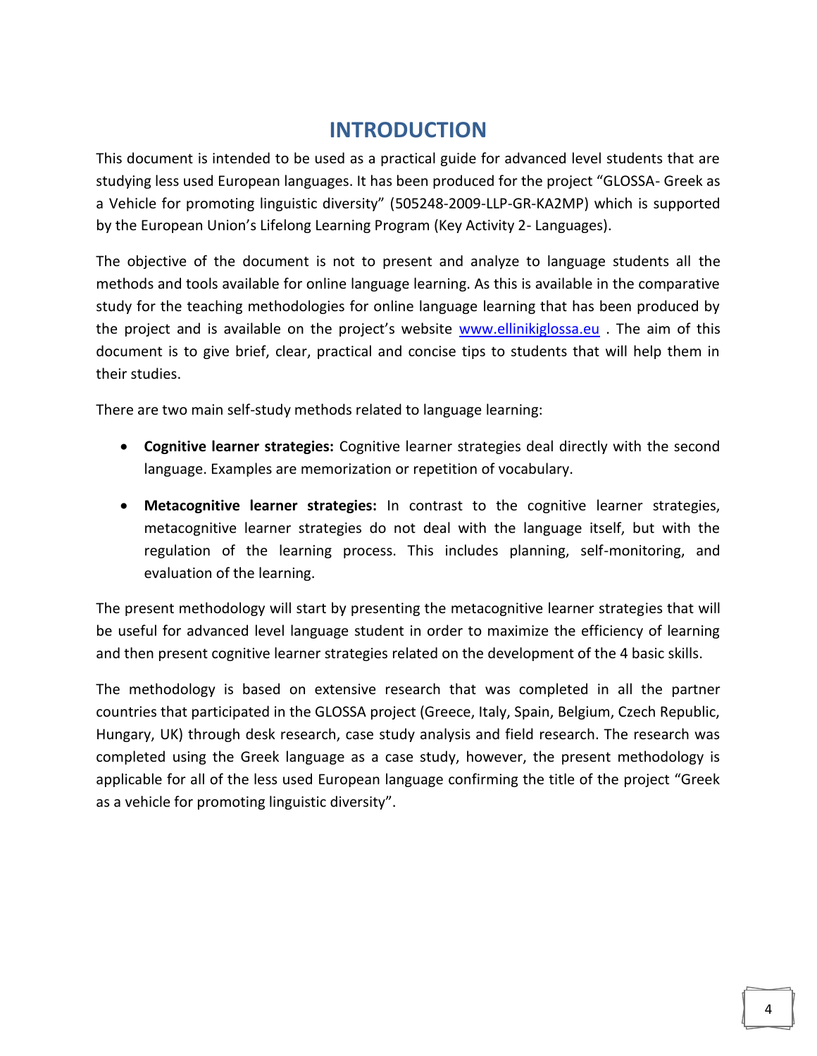# INTRODUCTION

This document is intended to be used as a practical guide for advanced level students that are studying less used European languages. It has been produced for the project "GLOSSA- Greek as a Vehicle for promoting linguistic diversity" (505248-2009-LLP-GR-KA2MP) which is supported by the European Union's Lifelong Learning Program (Key Activity 2- Languages).

The objective of the document is not to present and analyze to language students all the methods and tools available for online language learning. As this is available in the comparative study for the teaching methodologies for online language learning that has been produced by the project and is available on the project's website www.ellinikiglossa.eu . The aim of this document is to give brief, clear, practical and concise tips to students that will help them in their studies.

There are two main self-study methods related to language learning:

- **Cognitive learner strategies:** Cognitive learner strategies deal directly with the second language. Examples are memorization or repetition of vocabulary.
- **Metacognitive learner strategies:** In contrast to the cognitive learner strategies, metacognitive learner strategies do not deal with the language itself, but with the regulation of the learning process. This includes planning, self-monitoring, and evaluation of the learning.

The present methodology will start by presenting the metacognitive learner strategies that will be useful for advanced level language student in order to maximize the efficiency of learning and then present cognitive learner strategies related on the development of the 4 basic skills.

The methodology is based on extensive research that was completed in all the partner countries that participated in the GLOSSA project (Greece, Italy, Spain, Belgium, Czech Republic, Hungary, UK) through desk research, case study analysis and field research. The research was completed using the Greek language as a case study, however, the present methodology is applicable for all of the less used European language confirming the title of the project "Greek as a vehicle for promoting linguistic diversity".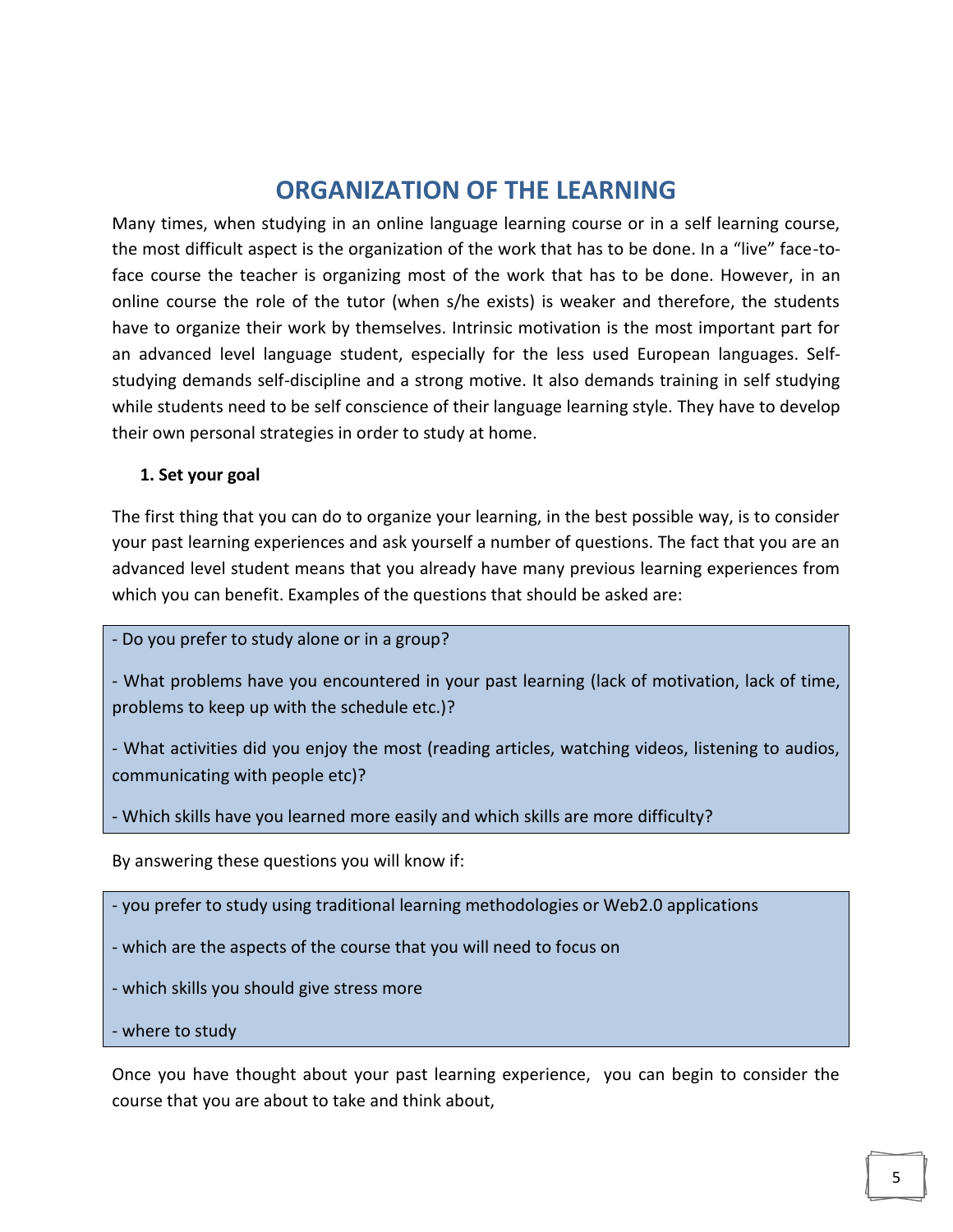# ORGANIZATION OF THE LEARNING

Many times, when studying in an online language learning course or in a self learning course, the most difficult aspect is the organization of the work that has to be done. In a "live" face-to-face course the teacher is organizing most of the work that has to be done. However, in an online course the role of the tutor (when s/he exists) is weaker and therefore, the students have to organize their work by themselves. Intrinsic motivation is the most important part for an advanced level language student, especially for the less used European languages. Self-studying demands self-discipline and a strong motive. It also demands training in self studying while students need to be self conscience of their language learning style. They have to develop their own personal strategies in order to study at home.

**1. Set your goal**

The first thing that you can do to organize your learning, in the best possible way, is to consider your past learning experiences and ask yourself a number of questions. The fact that you are an advanced level student means that you already have many previous learning experiences from which you can benefit. Examples of the questions that should be asked are:

- Do you prefer to study alone or in a group?
- What problems have you encountered in your past learning (lack of motivation, lack of time, problems to keep up with the schedule etc.)?
- What activities did you enjoy the most (reading articles, watching videos, listening to audios, communicating with people etc)?
- Which skills have you learned more easily and which skills are more difficulty?

By answering these questions you will know if:

- you prefer to study using traditional learning methodologies or Web2.0 applications
- which are the aspects of the course that you will need to focus on
- which skills you should give stress more
- where to study

Once you have thought about your past learning experience, you can begin to consider the course that you are about to take and think about,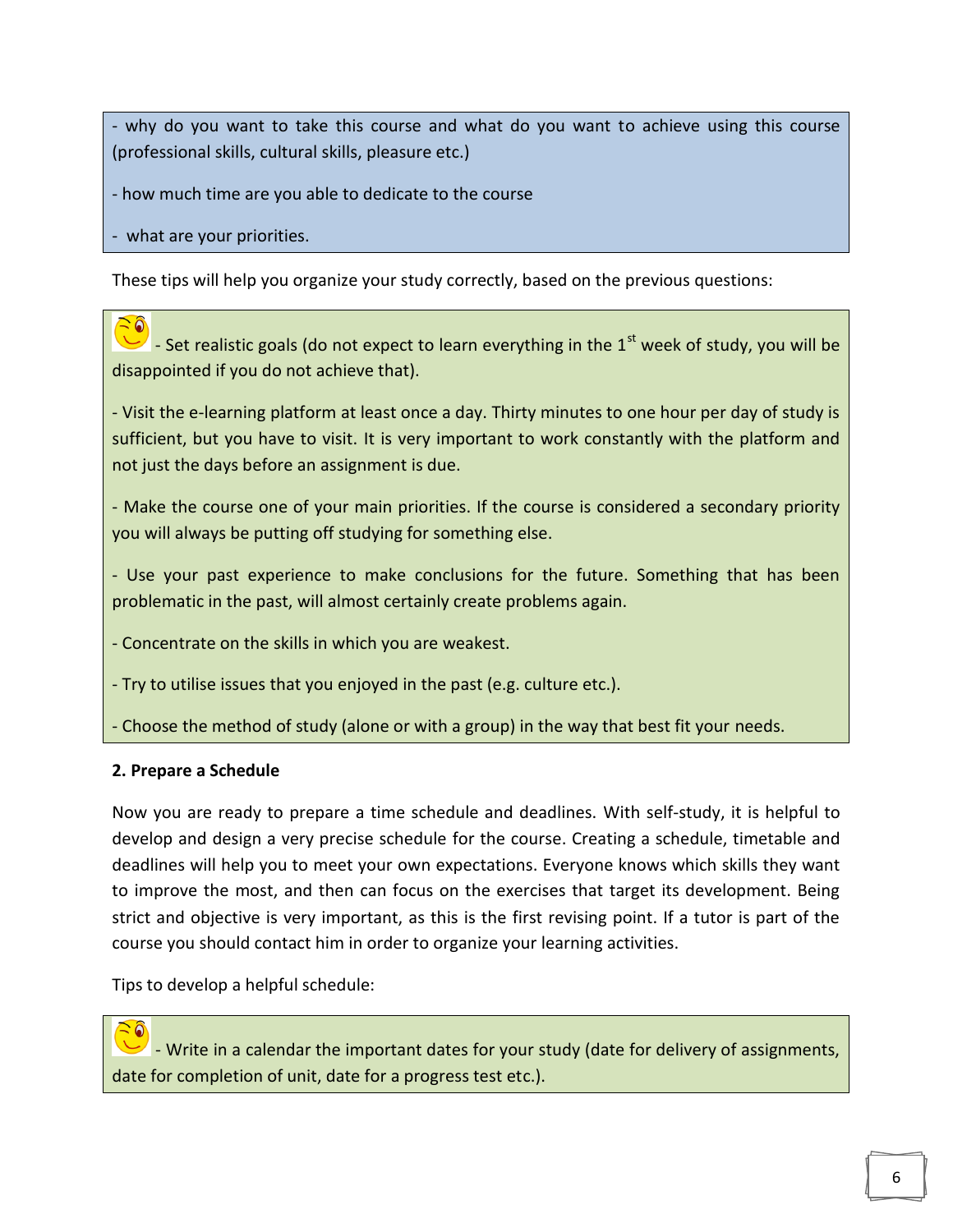- why do you want to take this course and what do you want to achieve using this course (professional skills, cultural skills, pleasure etc.)

- how much time are you able to dedicate to the course

- what are your priorities.

These tips will help you organize your study correctly, based on the previous questions:

- Set realistic goals (do not expect to learn everything in the 1st week of study, you will be disappointed if you do not achieve that).

- Visit the e-learning platform at least once a day. Thirty minutes to one hour per day of study is sufficient, but you have to visit. It is very important to work constantly with the platform and not just the days before an assignment is due.

- Make the course one of your main priorities. If the course is considered a secondary priority you will always be putting off studying for something else.

- Use your past experience to make conclusions for the future. Something that has been problematic in the past, will almost certainly create problems again.

- Concentrate on the skills in which you are weakest.

- Try to utilise issues that you enjoyed in the past (e.g. culture etc.).

- Choose the method of study (alone or with a group) in the way that best fit your needs.

**2. Prepare a Schedule**

Now you are ready to prepare a time schedule and deadlines. With self-study, it is helpful to develop and design a very precise schedule for the course. Creating a schedule, timetable and deadlines will help you to meet your own expectations. Everyone knows which skills they want to improve the most, and then can focus on the exercises that target its development. Being strict and objective is very important, as this is the first revising point. If a tutor is part of the course you should contact him in order to organize your learning activities.

Tips to develop a helpful schedule:

- Write in a calendar the important dates for your study (date for delivery of assignments, date for completion of unit, date for a progress test etc.).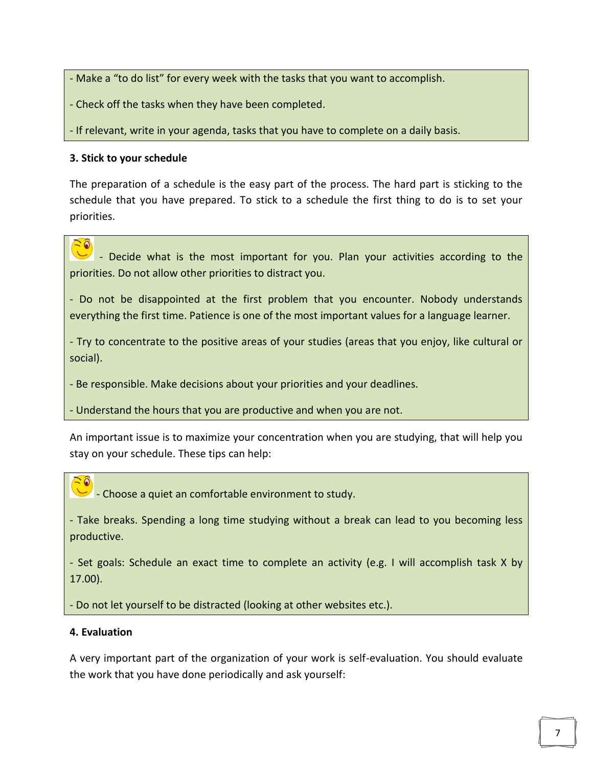- Make a "to do list" for every week with the tasks that you want to accomplish.

- Check off the tasks when they have been completed.

- If relevant, write in your agenda, tasks that you have to complete on a daily basis.

**3. Stick to your schedule**

The preparation of a schedule is the easy part of the process. The hard part is sticking to the schedule that you have prepared. To stick to a schedule the first thing to do is to set your priorities.

- Decide what is the most important for you. Plan your activities according to the priorities. Do not allow other priorities to distract you.

- Do not be disappointed at the first problem that you encounter. Nobody understands everything the first time. Patience is one of the most important values for a language learner.

- Try to concentrate to the positive areas of your studies (areas that you enjoy, like cultural or social).

- Be responsible. Make decisions about your priorities and your deadlines.

- Understand the hours that you are productive and when you are not.

An important issue is to maximize your concentration when you are studying, that will help you stay on your schedule. These tips can help:

- Choose a quiet an comfortable environment to study.

- Take breaks. Spending a long time studying without a break can lead to you becoming less productive.

- Set goals: Schedule an exact time to complete an activity (e.g. I will accomplish task X by 17.00).

- Do not let yourself to be distracted (looking at other websites etc.).

**4. Evaluation**

A very important part of the organization of your work is self-evaluation. You should evaluate the work that you have done periodically and ask yourself: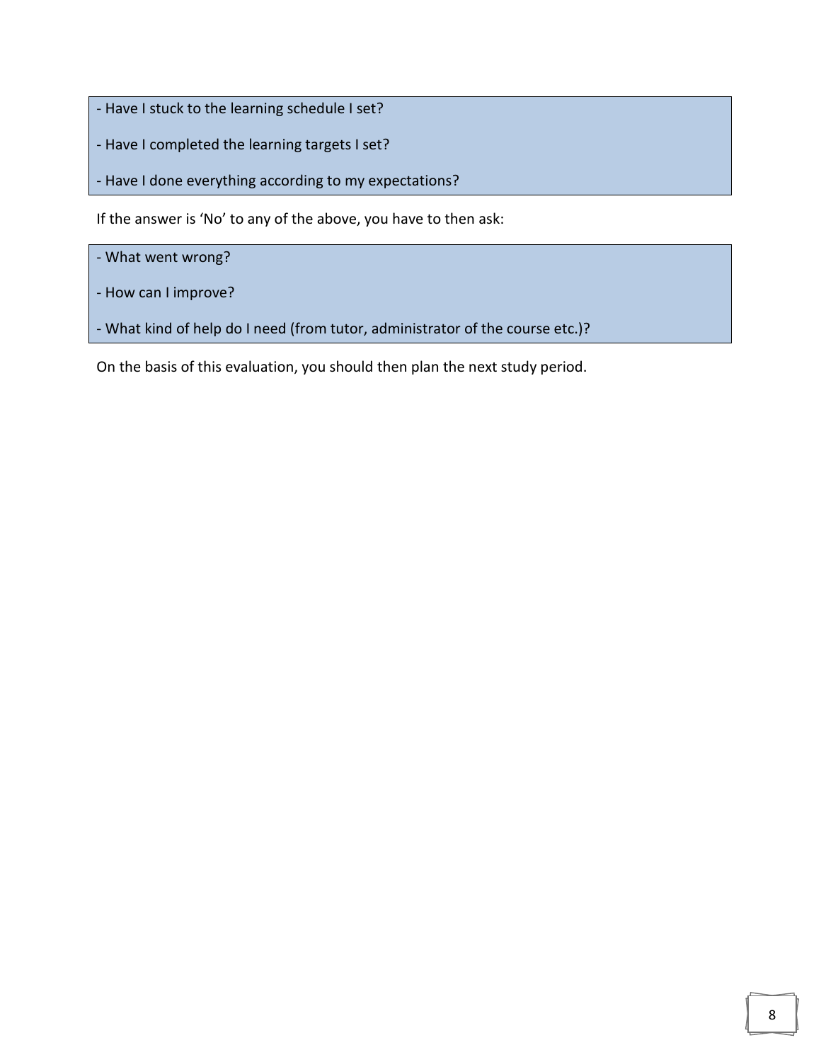- Have I stuck to the learning schedule I set?
- Have I completed the learning targets I set?
- Have I done everything according to my expectations?

If the answer is 'No' to any of the above, you have to then ask:

- What went wrong?
- How can I improve?
- What kind of help do I need (from tutor, administrator of the course etc.)?

On the basis of this evaluation, you should then plan the next study period.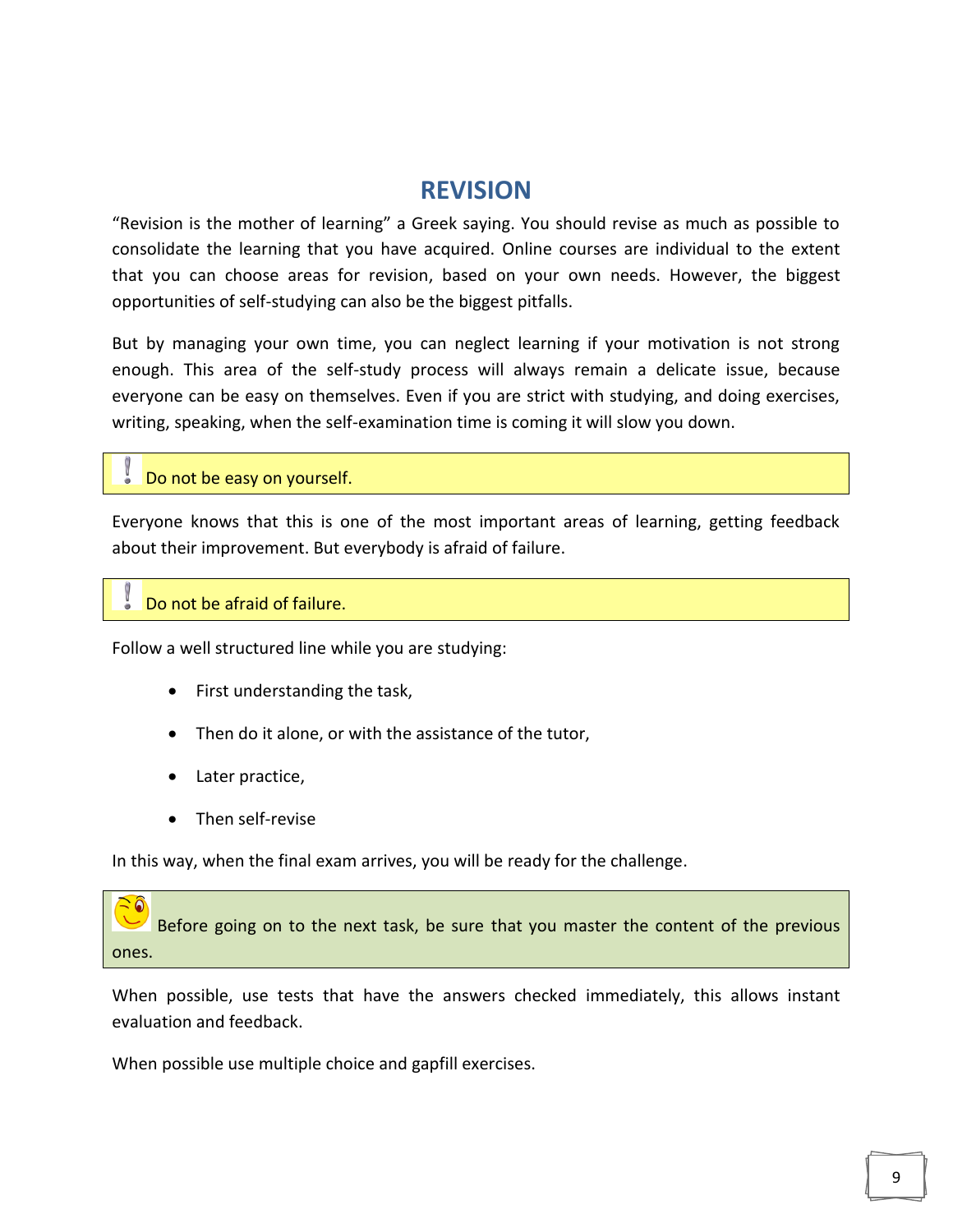# REVISION

"Revision is the mother of learning" a Greek saying. You should revise as much as possible to consolidate the learning that you have acquired. Online courses are individual to the extent that you can choose areas for revision, based on your own needs. However, the biggest opportunities of self-studying can also be the biggest pitfalls.

But by managing your own time, you can neglect learning if your motivation is not strong enough. This area of the self-study process will always remain a delicate issue, because everyone can be easy on themselves. Even if you are strict with studying, and doing exercises, writing, speaking, when the self-examination time is coming it will slow you down.

> Do not be easy on yourself.

Everyone knows that this is one of the most important areas of learning, getting feedback about their improvement. But everybody is afraid of failure.

> Do not be afraid of failure.

Follow a well structured line while you are studying:

- First understanding the task,
- Then do it alone, or with the assistance of the tutor,
- Later practice,
- Then self-revise

In this way, when the final exam arrives, you will be ready for the challenge.

> Before going on to the next task, be sure that you master the content of the previous ones.

When possible, use tests that have the answers checked immediately, this allows instant evaluation and feedback.

When possible use multiple choice and gapfill exercises.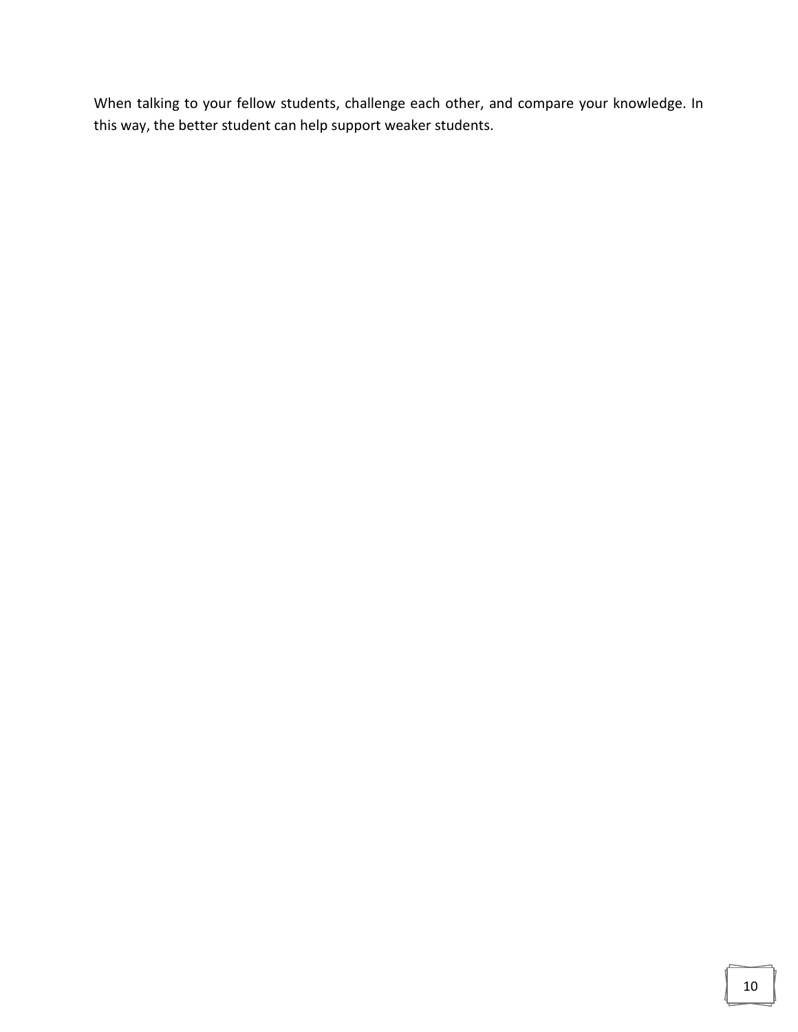When talking to your fellow students, challenge each other, and compare your knowledge. In this way, the better student can help support weaker students.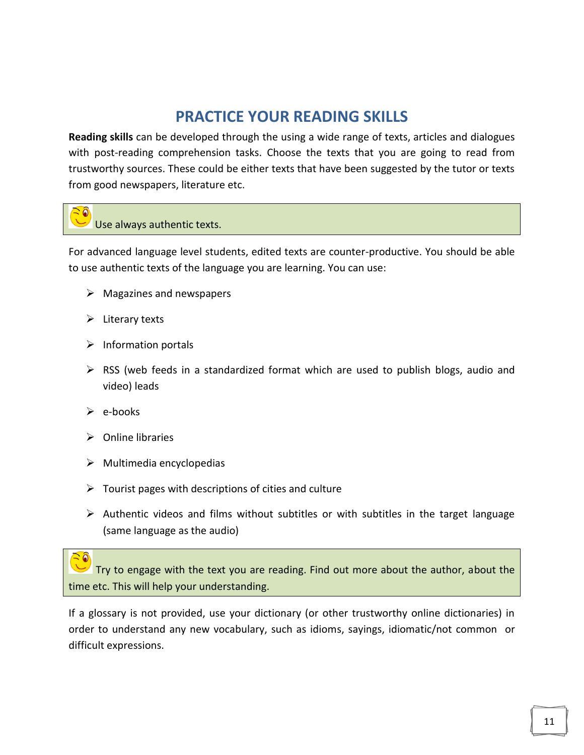# PRACTICE YOUR READING SKILLS

**Reading skills** can be developed through the using a wide range of texts, articles and dialogues with post-reading comprehension tasks. Choose the texts that you are going to read from trustworthy sources. These could be either texts that have been suggested by the tutor or texts from good newspapers, literature etc.

Use always authentic texts.

For advanced language level students, edited texts are counter-productive. You should be able to use authentic texts of the language you are learning. You can use:

- Magazines and newspapers
- Literary texts
- Information portals
- RSS (web feeds in a standardized format which are used to publish blogs, audio and video) leads
- e-books
- Online libraries
- Multimedia encyclopedias
- Tourist pages with descriptions of cities and culture
- Authentic videos and films without subtitles or with subtitles in the target language (same language as the audio)

Try to engage with the text you are reading. Find out more about the author, about the time etc. This will help your understanding.

If a glossary is not provided, use your dictionary (or other trustworthy online dictionaries) in order to understand any new vocabulary, such as idioms, sayings, idiomatic/not common or difficult expressions.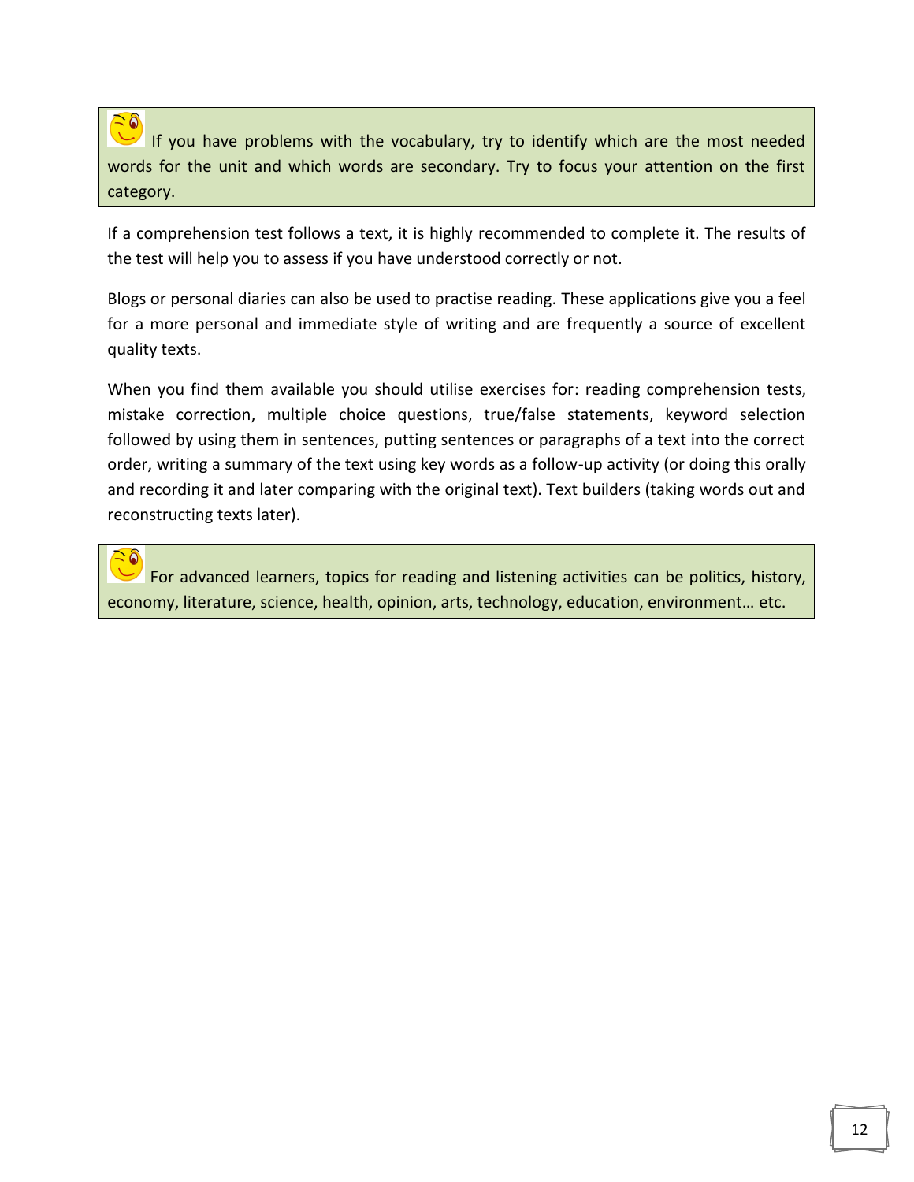If you have problems with the vocabulary, try to identify which are the most needed words for the unit and which words are secondary. Try to focus your attention on the first category.

If a comprehension test follows a text, it is highly recommended to complete it. The results of the test will help you to assess if you have understood correctly or not.

Blogs or personal diaries can also be used to practise reading. These applications give you a feel for a more personal and immediate style of writing and are frequently a source of excellent quality texts.

When you find them available you should utilise exercises for: reading comprehension tests, mistake correction, multiple choice questions, true/false statements, keyword selection followed by using them in sentences, putting sentences or paragraphs of a text into the correct order, writing a summary of the text using key words as a follow-up activity (or doing this orally and recording it and later comparing with the original text). Text builders (taking words out and reconstructing texts later).

For advanced learners, topics for reading and listening activities can be politics, history, economy, literature, science, health, opinion, arts, technology, education, environment… etc.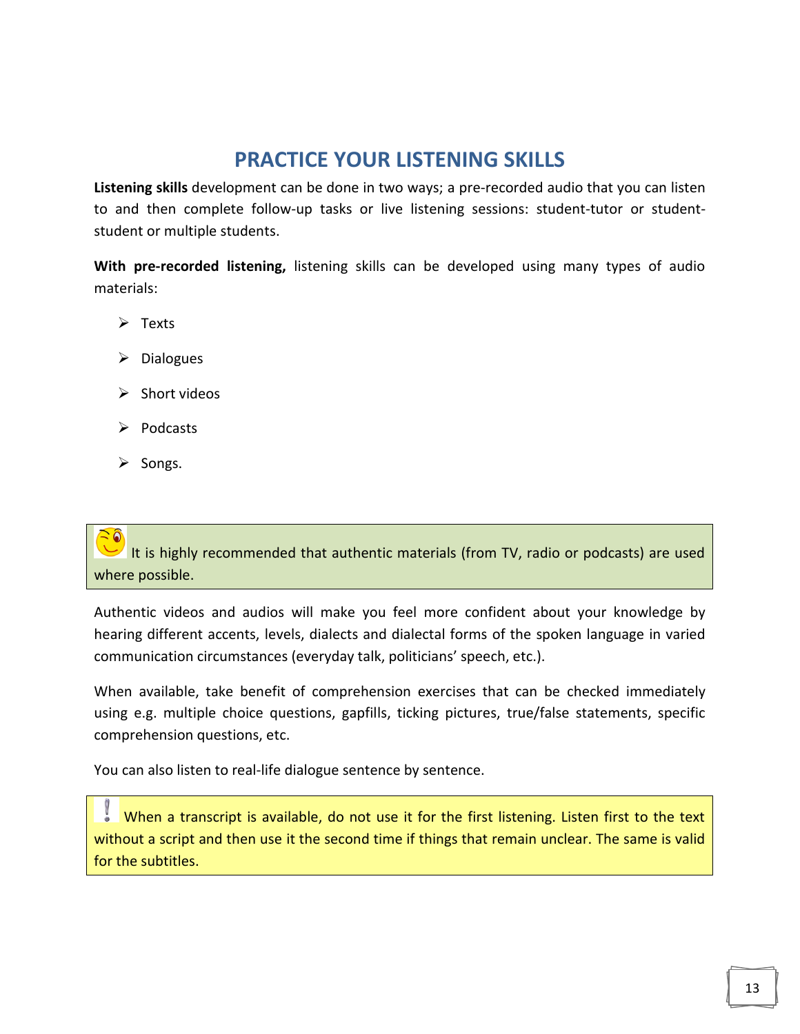# PRACTICE YOUR LISTENING SKILLS

**Listening skills** development can be done in two ways; a pre-recorded audio that you can listen to and then complete follow-up tasks or live listening sessions: student-tutor or student-student or multiple students.

**With pre-recorded listening,** listening skills can be developed using many types of audio materials:

- Texts
- Dialogues
- Short videos
- Podcasts
- Songs.

It is highly recommended that authentic materials (from TV, radio or podcasts) are used where possible.

Authentic videos and audios will make you feel more confident about your knowledge by hearing different accents, levels, dialects and dialectal forms of the spoken language in varied communication circumstances (everyday talk, politicians' speech, etc.).

When available, take benefit of comprehension exercises that can be checked immediately using e.g. multiple choice questions, gapfills, ticking pictures, true/false statements, specific comprehension questions, etc.

You can also listen to real-life dialogue sentence by sentence.

When a transcript is available, do not use it for the first listening. Listen first to the text without a script and then use it the second time if things that remain unclear. The same is valid for the subtitles.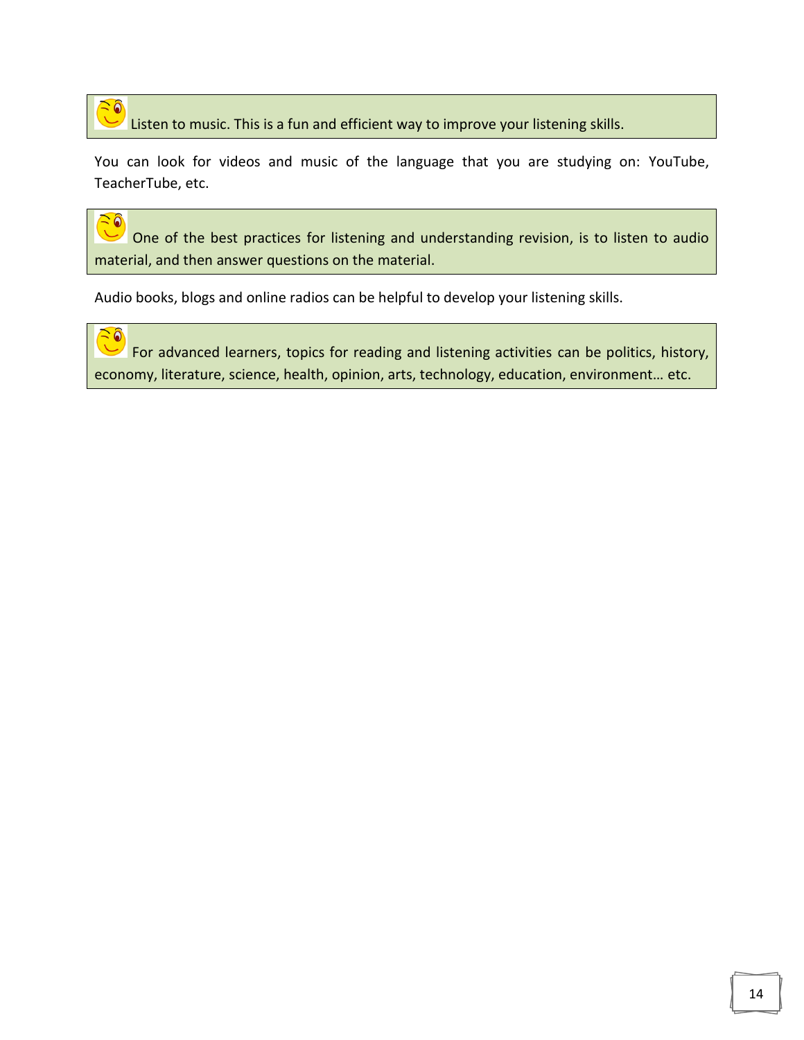Listen to music. This is a fun and efficient way to improve your listening skills.

You can look for videos and music of the language that you are studying on: YouTube, TeacherTube, etc.

One of the best practices for listening and understanding revision, is to listen to audio material, and then answer questions on the material.

Audio books, blogs and online radios can be helpful to develop your listening skills.

For advanced learners, topics for reading and listening activities can be politics, history, economy, literature, science, health, opinion, arts, technology, education, environment… etc.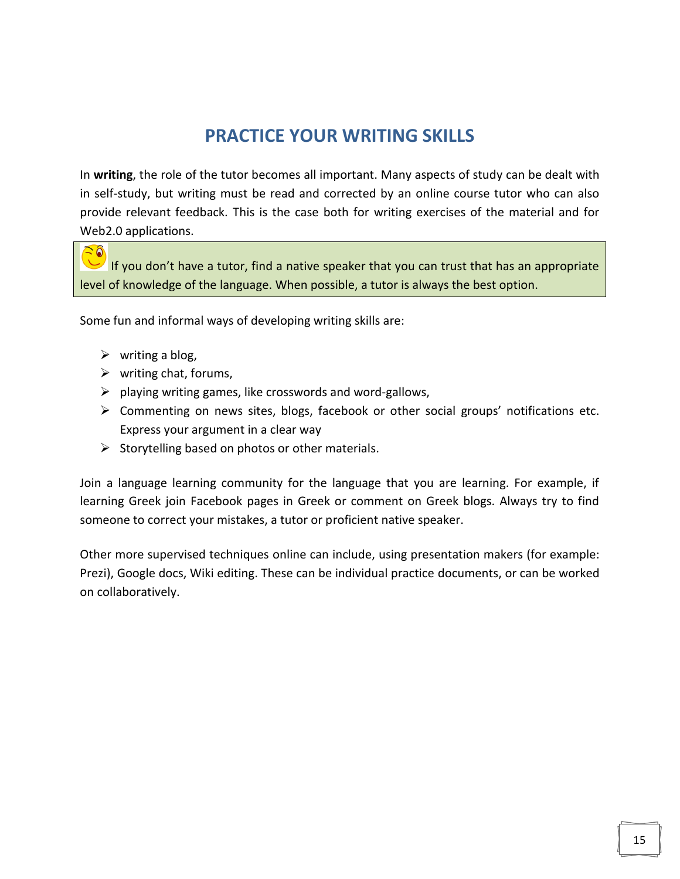# PRACTICE YOUR WRITING SKILLS

In **writing**, the role of the tutor becomes all important. Many aspects of study can be dealt with in self-study, but writing must be read and corrected by an online course tutor who can also provide relevant feedback. This is the case both for writing exercises of the material and for Web2.0 applications.

If you don't have a tutor, find a native speaker that you can trust that has an appropriate level of knowledge of the language. When possible, a tutor is always the best option.

Some fun and informal ways of developing writing skills are:

- writing a blog,
- writing chat, forums,
- playing writing games, like crosswords and word-gallows,
- Commenting on news sites, blogs, facebook or other social groups' notifications etc. Express your argument in a clear way
- Storytelling based on photos or other materials.

Join a language learning community for the language that you are learning. For example, if learning Greek join Facebook pages in Greek or comment on Greek blogs. Always try to find someone to correct your mistakes, a tutor or proficient native speaker.

Other more supervised techniques online can include, using presentation makers (for example: Prezi), Google docs, Wiki editing. These can be individual practice documents, or can be worked on collaboratively.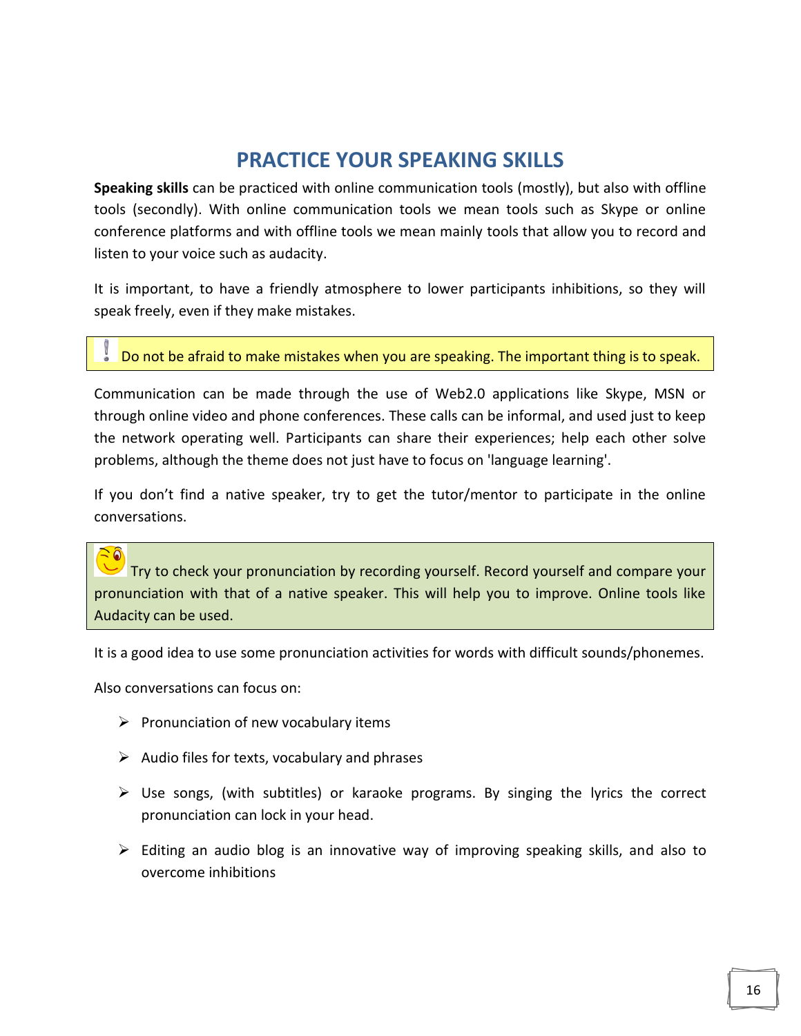# PRACTICE YOUR SPEAKING SKILLS

**Speaking skills** can be practiced with online communication tools (mostly), but also with offline tools (secondly). With online communication tools we mean tools such as Skype or online conference platforms and with offline tools we mean mainly tools that allow you to record and listen to your voice such as audacity.

It is important, to have a friendly atmosphere to lower participants inhibitions, so they will speak freely, even if they make mistakes.

> Do not be afraid to make mistakes when you are speaking. The important thing is to speak.

Communication can be made through the use of Web2.0 applications like Skype, MSN or through online video and phone conferences. These calls can be informal, and used just to keep the network operating well. Participants can share their experiences; help each other solve problems, although the theme does not just have to focus on 'language learning'.

If you don't find a native speaker, try to get the tutor/mentor to participate in the online conversations.

> Try to check your pronunciation by recording yourself. Record yourself and compare your pronunciation with that of a native speaker. This will help you to improve. Online tools like Audacity can be used.

It is a good idea to use some pronunciation activities for words with difficult sounds/phonemes.

Also conversations can focus on:

- Pronunciation of new vocabulary items
- Audio files for texts, vocabulary and phrases
- Use songs, (with subtitles) or karaoke programs. By singing the lyrics the correct pronunciation can lock in your head.
- Editing an audio blog is an innovative way of improving speaking skills, and also to overcome inhibitions